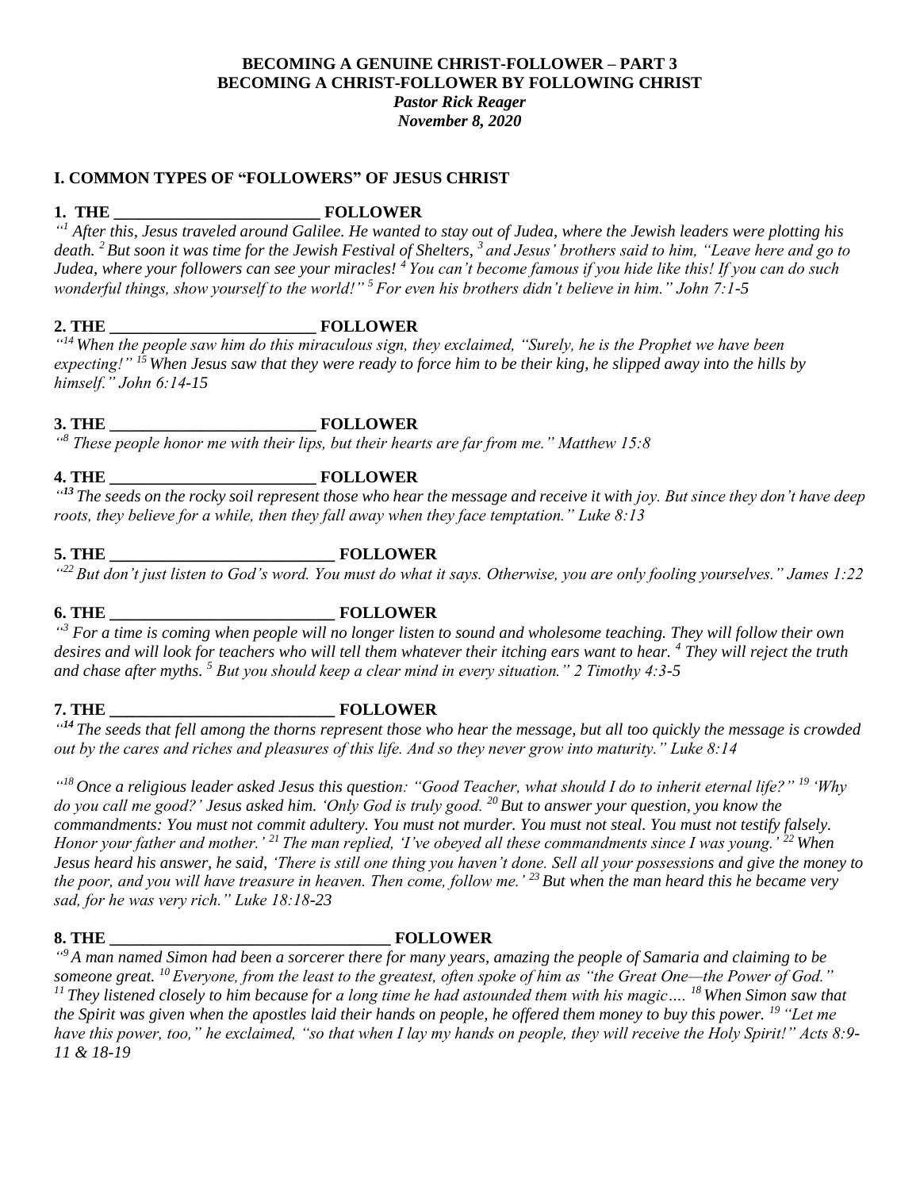**BECOMING A GENUINE CHRIST-FOLLOWER – PART 3**
**BECOMING A CHRIST-FOLLOWER BY FOLLOWING CHRIST**
***Pastor Rick Reager***
***November 8, 2020***

## I. COMMON TYPES OF "FOLLOWERS" OF JESUS CHRIST

**1. THE _________________________ FOLLOWER**

*"[1] After this, Jesus traveled around Galilee. He wanted to stay out of Judea, where the Jewish leaders were plotting his death. [2] But soon it was time for the Jewish Festival of Shelters, [3] and Jesus' brothers said to him, "Leave here and go to Judea, where your followers can see your miracles! [4] You can't become famous if you hide like this! If you can do such wonderful things, show yourself to the world!" [5] For even his brothers didn't believe in him." John 7:1-5*

**2. THE _________________________ FOLLOWER**

*"[14] When the people saw him do this miraculous sign, they exclaimed, "Surely, he is the Prophet we have been expecting!" [15] When Jesus saw that they were ready to force him to be their king, he slipped away into the hills by himself." John 6:14-15*

**3. THE _________________________ FOLLOWER**

*"[8] These people honor me with their lips, but their hearts are far from me." Matthew 15:8*

**4. THE _________________________ FOLLOWER**

*"[13] The seeds on the rocky soil represent those who hear the message and receive it with joy. But since they don't have deep roots, they believe for a while, then they fall away when they face temptation." Luke 8:13*

**5. THE ___________________________ FOLLOWER**

*"[22] But don't just listen to God's word. You must do what it says. Otherwise, you are only fooling yourselves." James 1:22*

**6. THE ___________________________ FOLLOWER**

*"[3] For a time is coming when people will no longer listen to sound and wholesome teaching. They will follow their own desires and will look for teachers who will tell them whatever their itching ears want to hear. [4] They will reject the truth and chase after myths. [5] But you should keep a clear mind in every situation." 2 Timothy 4:3-5*

**7. THE ___________________________ FOLLOWER**

*"[14] The seeds that fell among the thorns represent those who hear the message, but all too quickly the message is crowded out by the cares and riches and pleasures of this life. And so they never grow into maturity." Luke 8:14*

*"[18] Once a religious leader asked Jesus this question: "Good Teacher, what should I do to inherit eternal life?" [19] 'Why do you call me good?' Jesus asked him. 'Only God is truly good. [20] But to answer your question, you know the commandments: You must not commit adultery. You must not murder. You must not steal. You must not testify falsely. Honor your father and mother.' [21] The man replied, 'I've obeyed all these commandments since I was young.' [22] When Jesus heard his answer, he said, 'There is still one thing you haven't done. Sell all your possessions and give the money to the poor, and you will have treasure in heaven. Then come, follow me.' [23] But when the man heard this he became very sad, for he was very rich." Luke 18:18-23*

**8. THE _________________________________ FOLLOWER**

*"[9] A man named Simon had been a sorcerer there for many years, amazing the people of Samaria and claiming to be someone great. [10] Everyone, from the least to the greatest, often spoke of him as "the Great One—the Power of God." [11] They listened closely to him because for a long time he had astounded them with his magic…. [18] When Simon saw that the Spirit was given when the apostles laid their hands on people, he offered them money to buy this power. [19] "Let me have this power, too," he exclaimed, "so that when I lay my hands on people, they will receive the Holy Spirit!" Acts 8:9-11 & 18-19*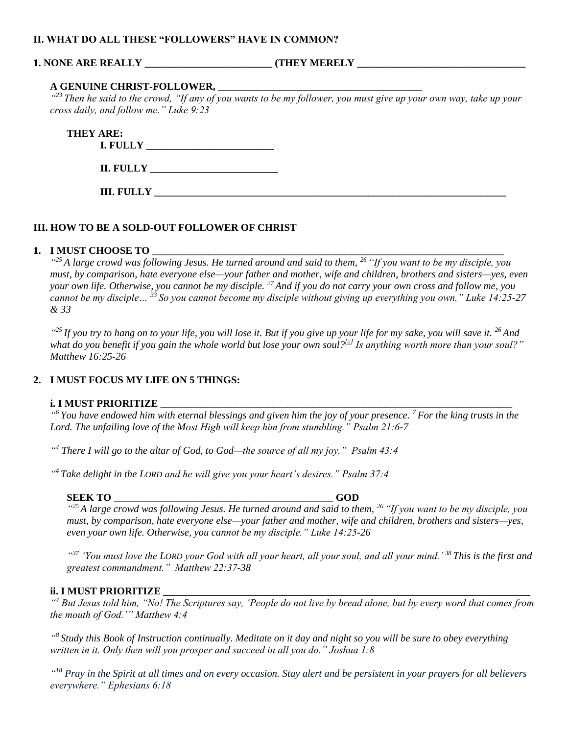## II. WHAT DO ALL THESE "FOLLOWERS" HAVE IN COMMON?

**1. NONE ARE REALLY _________________________ (THEY MERELY _________________________________**

**A GENUINE CHRIST-FOLLOWER, ________________________________________**

*"[23] Then he said to the crowd, "If any of you wants to be my follower, you must give up your own way, take up your cross daily, and follow me." Luke 9:23*

**THEY ARE:**

**I. FULLY _________________________**

**II. FULLY _________________________**

**III. FULLY _______________________________________________________________________**

## III. HOW TO BE A SOLD-OUT FOLLOWER OF CHRIST

**1. I MUST CHOOSE TO _______________________________________________________________________**

*"[25] A large crowd was following Jesus. He turned around and said to them, [26] "If you want to be my disciple, you must, by comparison, hate everyone else—your father and mother, wife and children, brothers and sisters—yes, even your own life. Otherwise, you cannot be my disciple. [27] And if you do not carry your own cross and follow me, you cannot be my disciple… [33] So you cannot become my disciple without giving up everything you own." Luke 14:25-27 & 33*

*"[25] If you try to hang on to your life, you will lose it. But if you give up your life for my sake, you will save it. [26] And what do you benefit if you gain the whole world but lose your own soul?[a] Is anything worth more than your soul?" Matthew 16:25-26*

**2. I MUST FOCUS MY LIFE ON 5 THINGS:**

**i. I MUST PRIORITIZE _______________________________________________________________________**

*"[6] You have endowed him with eternal blessings and given him the joy of your presence. [7] For the king trusts in the Lord. The unfailing love of the Most High will keep him from stumbling." Psalm 21:6-7*

*"[4] There I will go to the altar of God, to God—the source of all my joy." Psalm 43:4*

*"[4] Take delight in the LORD and he will give you your heart's desires." Psalm 37:4*

**SEEK TO ____________________________________________ GOD**

*"[25] A large crowd was following Jesus. He turned around and said to them, [26] "If you want to be my disciple, you must, by comparison, hate everyone else—your father and mother, wife and children, brothers and sisters—yes, even your own life. Otherwise, you cannot be my disciple." Luke 14:25-26*

*"[37] 'You must love the LORD your God with all your heart, all your soul, and all your mind.' [38] This is the first and greatest commandment." Matthew 22:37-38*

**ii. I MUST PRIORITIZE _______________________________________________________________________**

*"[4] But Jesus told him, "No! The Scriptures say, 'People do not live by bread alone, but by every word that comes from the mouth of God.'" Matthew 4:4*

*"[8] Study this Book of Instruction continually. Meditate on it day and night so you will be sure to obey everything written in it. Only then will you prosper and succeed in all you do." Joshua 1:8*

*"[18] Pray in the Spirit at all times and on every occasion. Stay alert and be persistent in your prayers for all believers everywhere." Ephesians 6:18*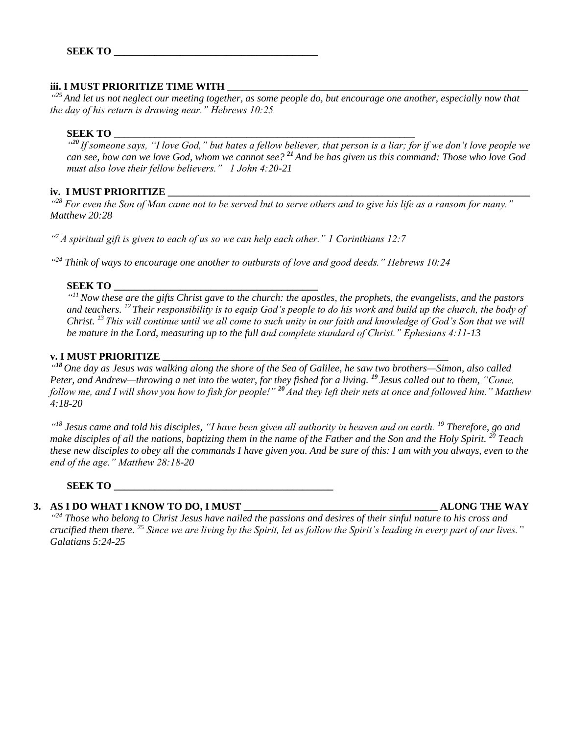**SEEK TO ________________________________________**

**iii. I MUST PRIORITIZE TIME WITH ____________________________________________________________**

*"[25] And let us not neglect our meeting together, as some people do, but encourage one another, especially now that the day of his return is drawing near." Hebrews 10:25*

**SEEK TO ____________________________________________________________**

*"[20] If someone says, "I love God," but hates a fellow believer, that person is a liar; for if we don't love people we can see, how can we love God, whom we cannot see? [21] And he has given us this command: Those who love God must also love their fellow believers." 1 John 4:20-21*

**iv. I MUST PRIORITIZE ________________________________________________________________________**

*"[28] For even the Son of Man came not to be served but to serve others and to give his life as a ransom for many." Matthew 20:28*

*"[7] A spiritual gift is given to each of us so we can help each other." 1 Corinthians 12:7*

*"[24] Think of ways to encourage one another to outbursts of love and good deeds." Hebrews 10:24*

**SEEK TO ________________________________________**

*"[11] Now these are the gifts Christ gave to the church: the apostles, the prophets, the evangelists, and the pastors and teachers. [12] Their responsibility is to equip God's people to do his work and build up the church, the body of Christ. [13] This will continue until we all come to such unity in our faith and knowledge of God's Son that we will be mature in the Lord, measuring up to the full and complete standard of Christ." Ephesians 4:11-13*

**v. I MUST PRIORITIZE ________________________________________________________**

*"[18] One day as Jesus was walking along the shore of the Sea of Galilee, he saw two brothers—Simon, also called Peter, and Andrew—throwing a net into the water, for they fished for a living. [19] Jesus called out to them, "Come, follow me, and I will show you how to fish for people!" [20] And they left their nets at once and followed him." Matthew 4:18-20*

*"[18] Jesus came and told his disciples, "I have been given all authority in heaven and on earth. [19] Therefore, go and make disciples of all the nations, baptizing them in the name of the Father and the Son and the Holy Spirit. [20] Teach these new disciples to obey all the commands I have given you. And be sure of this: I am with you always, even to the end of the age." Matthew 28:18-20*

**SEEK TO ____________________________________________**

**3. AS I DO WHAT I KNOW TO DO, I MUST ______________________________________ ALONG THE WAY**

*"[24] Those who belong to Christ Jesus have nailed the passions and desires of their sinful nature to his cross and crucified them there. [25] Since we are living by the Spirit, let us follow the Spirit's leading in every part of our lives." Galatians 5:24-25*